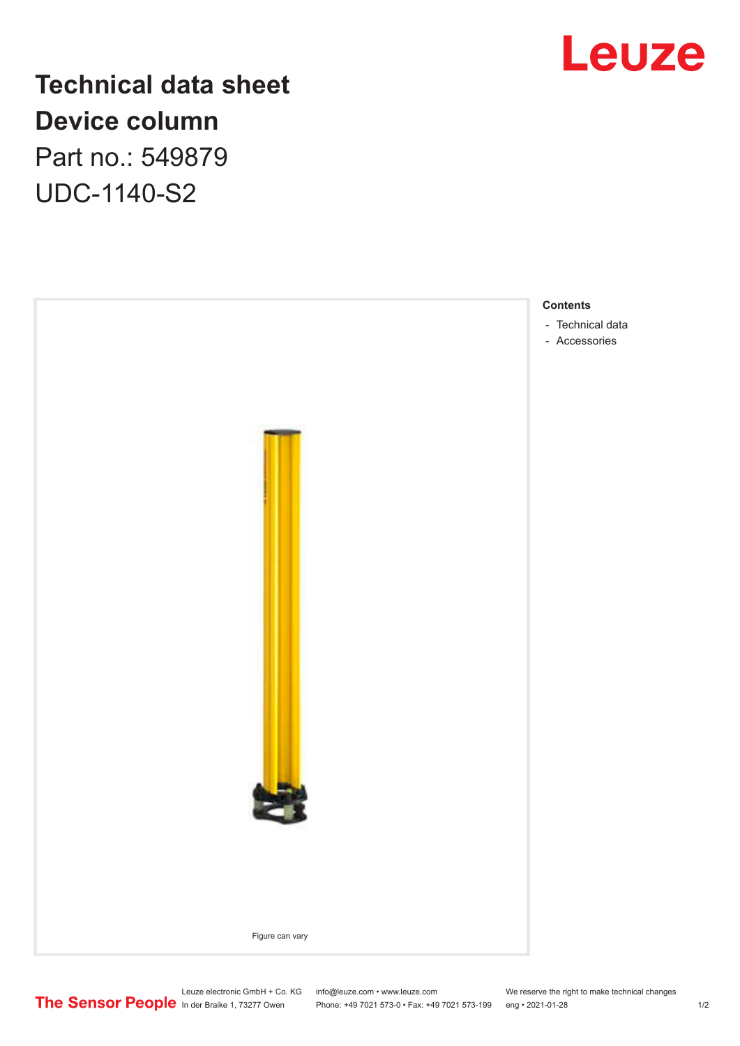Leuze

# Technical data sheet
# Device column

Part no.: 549879

UDC-1140-S2

Figure can vary

**Contents**

- Technical data
- Accessories

The Sensor People

Leuze electronic GmbH + Co. KG
In der Braike 1, 73277 Owen

info@leuze.com • www.leuze.com
Phone: +49 7021 573-0 • Fax: +49 7021 573-199

We reserve the right to make technical changes
eng • 2021-01-28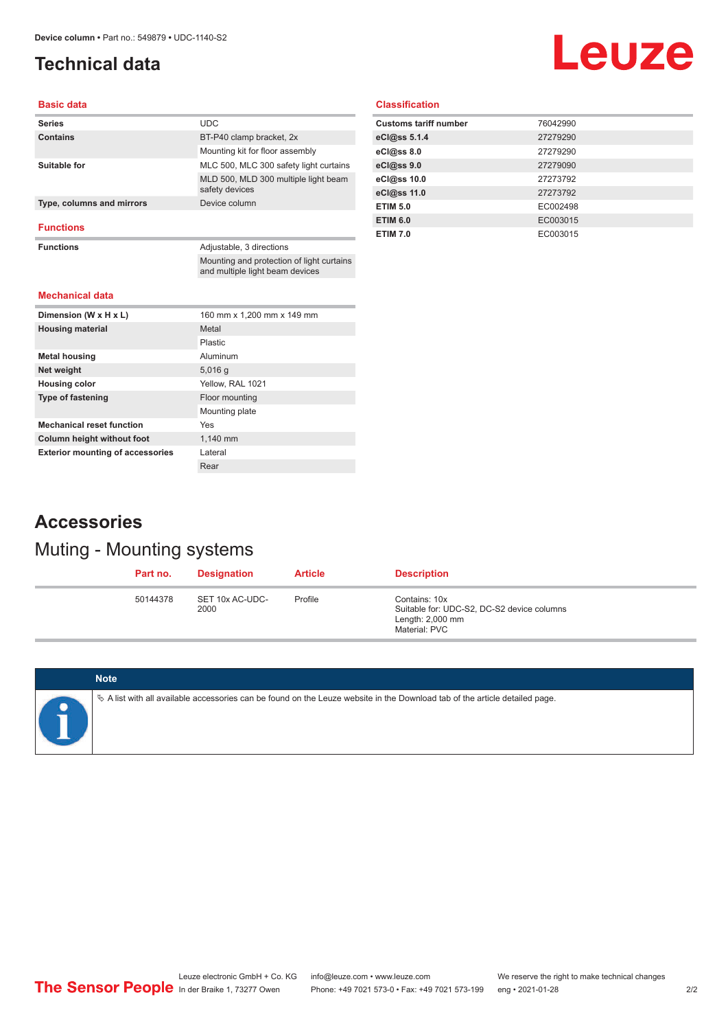# Technical data

## Basic data

| | |
|---|---|
| **Series** | UDC |
| **Contains** | BT-P40 clamp bracket, 2x |
| | Mounting kit for floor assembly |
| **Suitable for** | MLC 500, MLC 300 safety light curtains |
| | MLD 500, MLD 300 multiple light beam safety devices |
| **Type, columns and mirrors** | Device column |

## Functions

| | |
|---|---|
| **Functions** | Adjustable, 3 directions |
| | Mounting and protection of light curtains and multiple light beam devices |

## Mechanical data

| | |
|---|---|
| **Dimension (W x H x L)** | 160 mm x 1,200 mm x 149 mm |
| **Housing material** | Metal |
| | Plastic |
| **Metal housing** | Aluminum |
| **Net weight** | 5,016 g |
| **Housing color** | Yellow, RAL 1021 |
| **Type of fastening** | Floor mounting |
| | Mounting plate |
| **Mechanical reset function** | Yes |
| **Column height without foot** | 1,140 mm |
| **Exterior mounting of accessories** | Lateral |
| | Rear |

## Classification

| | |
|---|---|
| **Customs tariff number** | 76042990 |
| **eCl@ss 5.1.4** | 27279290 |
| **eCl@ss 8.0** | 27279290 |
| **eCl@ss 9.0** | 27279090 |
| **eCl@ss 10.0** | 27273792 |
| **eCl@ss 11.0** | 27273792 |
| **ETIM 5.0** | EC002498 |
| **ETIM 6.0** | EC003015 |
| **ETIM 7.0** | EC003015 |

# Accessories

## Muting - Mounting systems

| Part no. | Designation | Article | Description |
|---|---|---|---|
| 50144378 | SET 10x AC-UDC-2000 | Profile | Contains: 10x<br>Suitable for: UDC-S2, DC-S2 device columns<br>Length: 2,000 mm<br>Material: PVC |

**Note**

A list with all available accessories can be found on the Leuze website in the Download tab of the article detailed page.